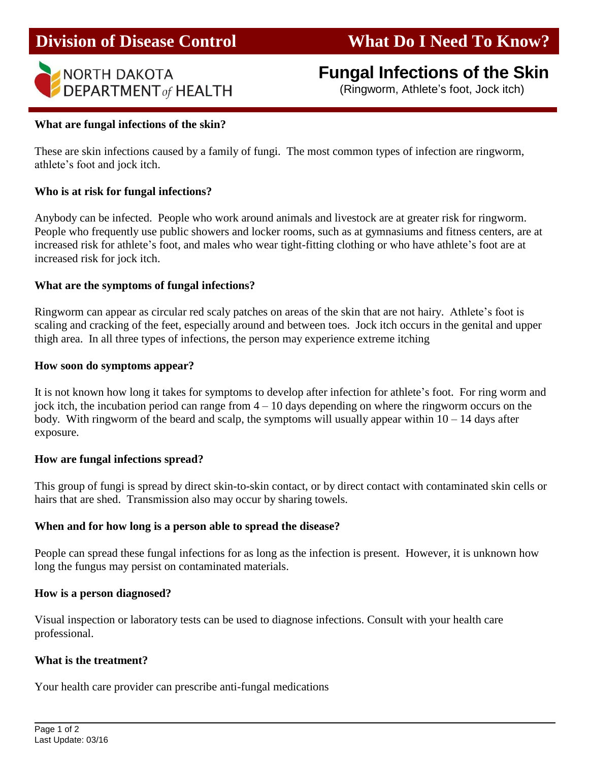**Division of Disease Control** **What Do I Need To Know?**

NORTH DAKOTA DEPARTMENT *of* HEALTH

# Fungal Infections of the Skin

(Ringworm, Athlete's foot, Jock itch)

### What are fungal infections of the skin?

These are skin infections caused by a family of fungi. The most common types of infection are ringworm, athlete's foot and jock itch.

### Who is at risk for fungal infections?

Anybody can be infected. People who work around animals and livestock are at greater risk for ringworm. People who frequently use public showers and locker rooms, such as at gymnasiums and fitness centers, are at increased risk for athlete's foot, and males who wear tight-fitting clothing or who have athlete's foot are at increased risk for jock itch.

### What are the symptoms of fungal infections?

Ringworm can appear as circular red scaly patches on areas of the skin that are not hairy. Athlete's foot is scaling and cracking of the feet, especially around and between toes. Jock itch occurs in the genital and upper thigh area. In all three types of infections, the person may experience extreme itching

### How soon do symptoms appear?

It is not known how long it takes for symptoms to develop after infection for athlete's foot. For ring worm and jock itch, the incubation period can range from 4 – 10 days depending on where the ringworm occurs on the body. With ringworm of the beard and scalp, the symptoms will usually appear within 10 – 14 days after exposure.

### How are fungal infections spread?

This group of fungi is spread by direct skin-to-skin contact, or by direct contact with contaminated skin cells or hairs that are shed. Transmission also may occur by sharing towels.

### When and for how long is a person able to spread the disease?

People can spread these fungal infections for as long as the infection is present. However, it is unknown how long the fungus may persist on contaminated materials.

### How is a person diagnosed?

Visual inspection or laboratory tests can be used to diagnose infections. Consult with your health care professional.

### What is the treatment?

Your health care provider can prescribe anti-fungal medications

Last Update: 03/16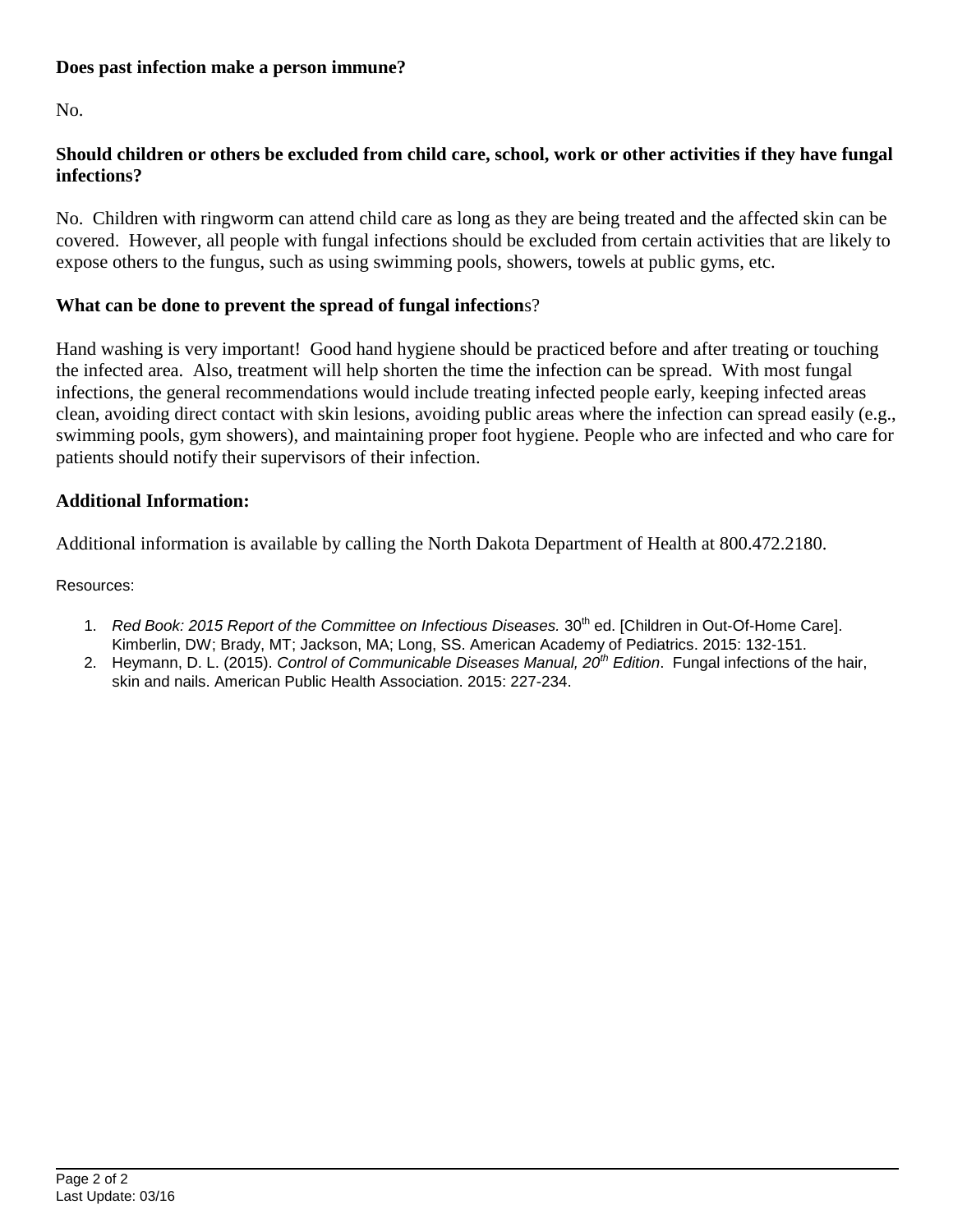**Does past infection make a person immune?**

No.

**Should children or others be excluded from child care, school, work or other activities if they have fungal infections?**

No. Children with ringworm can attend child care as long as they are being treated and the affected skin can be covered. However, all people with fungal infections should be excluded from certain activities that are likely to expose others to the fungus, such as using swimming pools, showers, towels at public gyms, etc.

**What can be done to prevent the spread of fungal infections?**

Hand washing is very important! Good hand hygiene should be practiced before and after treating or touching the infected area. Also, treatment will help shorten the time the infection can be spread. With most fungal infections, the general recommendations would include treating infected people early, keeping infected areas clean, avoiding direct contact with skin lesions, avoiding public areas where the infection can spread easily (e.g., swimming pools, gym showers), and maintaining proper foot hygiene. People who are infected and who care for patients should notify their supervisors of their infection.

**Additional Information:**

Additional information is available by calling the North Dakota Department of Health at 800.472.2180.

Resources:

1. *Red Book: 2015 Report of the Committee on Infectious Diseases.* 30th ed. [Children in Out-Of-Home Care]. Kimberlin, DW; Brady, MT; Jackson, MA; Long, SS. American Academy of Pediatrics. 2015: 132-151.
2. Heymann, D. L. (2015). *Control of Communicable Diseases Manual, 20th Edition*. Fungal infections of the hair, skin and nails. American Public Health Association. 2015: 227-234.

Last Update: 03/16